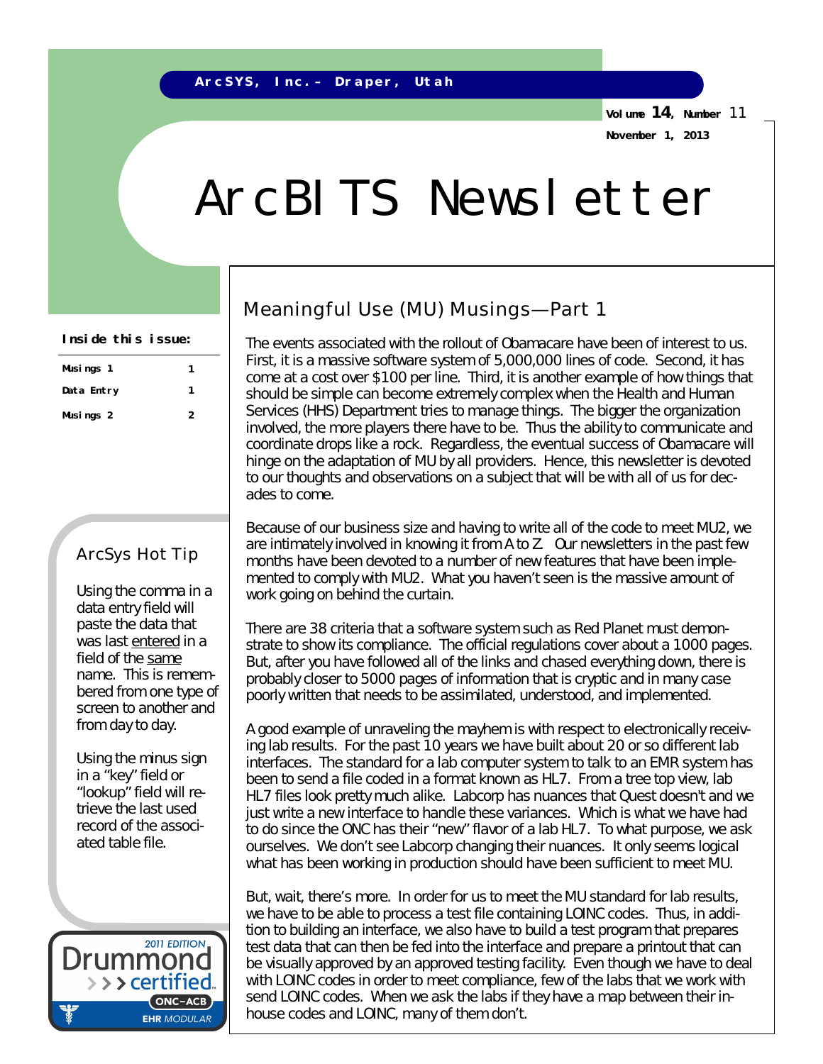ArcSYS, Inc. – Draper, Utah

Volume 14, Number 11
November 1, 2013

# ArcBITS Newsletter

**Inside this issue:**

| | |
|---|---|
| Musings 1 | 1 |
| Data Entry | 1 |
| Musings 2 | 2 |

## Meaningful Use (MU) Musings—Part 1

The events associated with the rollout of Obamacare have been of interest to us. First, it is a massive software system of 5,000,000 lines of code. Second, it has come at a cost over $100 per line. Third, it is another example of how things that should be simple can become extremely complex when the Health and Human Services (HHS) Department tries to manage things. The bigger the organization involved, the more players there have to be. Thus the ability to communicate and coordinate drops like a rock. Regardless, the eventual success of Obamacare will hinge on the adaptation of MU by all providers. Hence, this newsletter is devoted to our thoughts and observations on a subject that will be with all of us for decades to come.

Because of our business size and having to write all of the code to meet MU2, we are intimately involved in knowing it from A to Z. Our newsletters in the past few months have been devoted to a number of new features that have been implemented to comply with MU2. What you haven't seen is the massive amount of work going on behind the curtain.

There are 38 criteria that a software system such as Red Planet must demonstrate to show its compliance. The official regulations cover about a 1000 pages. But, after you have followed all of the links and chased everything down, there is probably closer to 5000 pages of information that is cryptic and in many case poorly written that needs to be assimilated, understood, and implemented.

A good example of unraveling the mayhem is with respect to electronically receiving lab results. For the past 10 years we have built about 20 or so different lab interfaces. The standard for a lab computer system to talk to an EMR system has been to send a file coded in a format known as HL7. From a tree top view, lab HL7 files look pretty much alike. Labcorp has nuances that Quest doesn't and we just write a new interface to handle these variances. Which is what we have had to do since the ONC has their "new" flavor of a lab HL7. To what purpose, we ask ourselves. We don't see Labcorp changing their nuances. It only seems logical what has been working in production should have been sufficient to meet MU.

But, wait, there's more. In order for us to meet the MU standard for lab results, we have to be able to process a test file containing LOINC codes. Thus, in addition to building an interface, we also have to build a test program that prepares test data that can then be fed into the interface and prepare a printout that can be visually approved by an approved testing facility. Even though we have to deal with LOINC codes in order to meet compliance, few of the labs that we work with send LOINC codes. When we ask the labs if they have a map between their in-house codes and LOINC, many of them don't.

### ArcSys Hot Tip

Using the comma in a data entry field will paste the data that was last entered in a field of the same name. This is remembered from one type of screen to another and from day to day.

Using the minus sign in a "key" field or "lookup" field will retrieve the last used record of the associated table file.

2011 EDITION Drummond certified ONC-ACB EHR MODULAR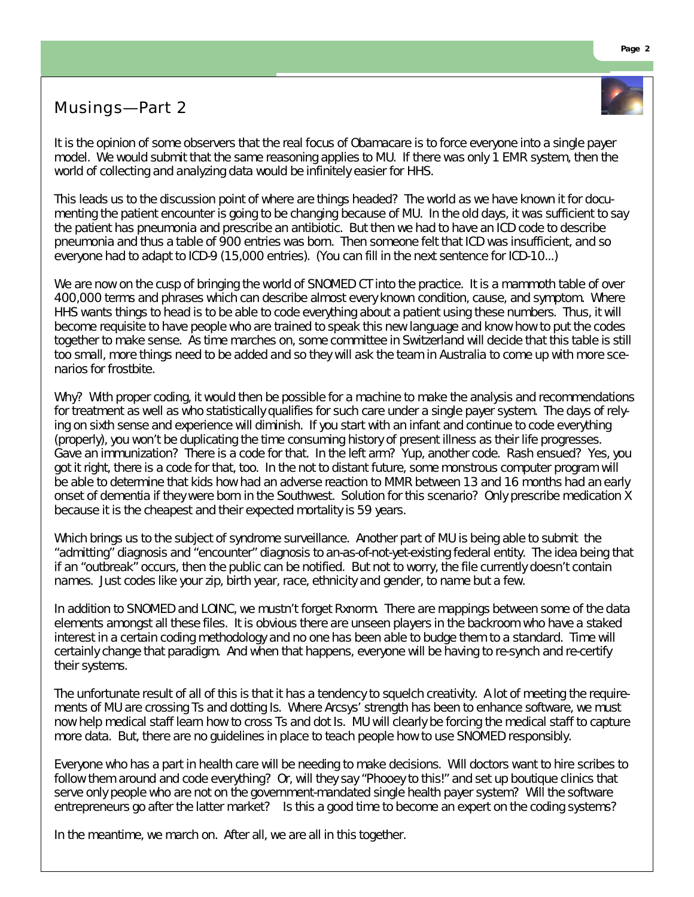# Musings—Part 2

It is the opinion of some observers that the real focus of Obamacare is to force everyone into a single payer model. We would submit that the same reasoning applies to MU. If there was only 1 EMR system, then the world of collecting and analyzing data would be infinitely easier for HHS.

This leads us to the discussion point of where are things headed? The world as we have known it for documenting the patient encounter is going to be changing because of MU. In the old days, it was sufficient to say the patient has pneumonia and prescribe an antibiotic. But then we had to have an ICD code to describe pneumonia and thus a table of 900 entries was born. Then someone felt that ICD was insufficient, and so everyone had to adapt to ICD-9 (15,000 entries). (You can fill in the next sentence for ICD-10...)

We are now on the cusp of bringing the world of SNOMED CT into the practice. It is a mammoth table of over 400,000 terms and phrases which can describe almost every known condition, cause, and symptom. Where HHS wants things to head is to be able to code everything about a patient using these numbers. Thus, it will become requisite to have people who are trained to speak this new language and know how to put the codes together to make sense. As time marches on, some committee in Switzerland will decide that this table is still too small, more things need to be added and so they will ask the team in Australia to come up with more scenarios for frostbite.

Why? With proper coding, it would then be possible for a machine to make the analysis and recommendations for treatment as well as who statistically qualifies for such care under a single payer system. The days of relying on sixth sense and experience will diminish. If you start with an infant and continue to code everything (properly), you won't be duplicating the time consuming history of present illness as their life progresses. Gave an immunization? There is a code for that. In the left arm? Yup, another code. Rash ensued? Yes, you got it right, there is a code for that, too. In the not to distant future, some monstrous computer program will be able to determine that kids how had an adverse reaction to MMR between 13 and 16 months had an early onset of dementia if they were born in the Southwest. Solution for this scenario? Only prescribe medication X because it is the cheapest and their expected mortality is 59 years.

Which brings us to the subject of syndrome surveillance. Another part of MU is being able to submit the "admitting" diagnosis and "encounter" diagnosis to an-as-of-not-yet-existing federal entity. The idea being that if an "outbreak" occurs, then the public can be notified. But not to worry, the file currently doesn't contain names. Just codes like your zip, birth year, race, ethnicity and gender, to name but a few.

In addition to SNOMED and LOINC, we mustn't forget Rxnorm. There are mappings between some of the data elements amongst all these files. It is obvious there are unseen players in the backroom who have a staked interest in a certain coding methodology and no one has been able to budge them to a standard. Time will certainly change that paradigm. And when that happens, everyone will be having to re-synch and re-certify their systems.

The unfortunate result of all of this is that it has a tendency to squelch creativity. A lot of meeting the requirements of MU are crossing Ts and dotting Is. Where Arcsys' strength has been to enhance software, we must now help medical staff learn how to cross Ts and dot Is. MU will clearly be forcing the medical staff to capture more data. But, there are no guidelines in place to teach people how to use SNOMED responsibly.

Everyone who has a part in health care will be needing to make decisions. Will doctors want to hire scribes to follow them around and code everything? Or, will they say "Phooey to this!" and set up boutique clinics that serve only people who are not on the government-mandated single health payer system? Will the software entrepreneurs go after the latter market? Is this a good time to become an expert on the coding systems?

In the meantime, we march on. After all, we are all in this together.